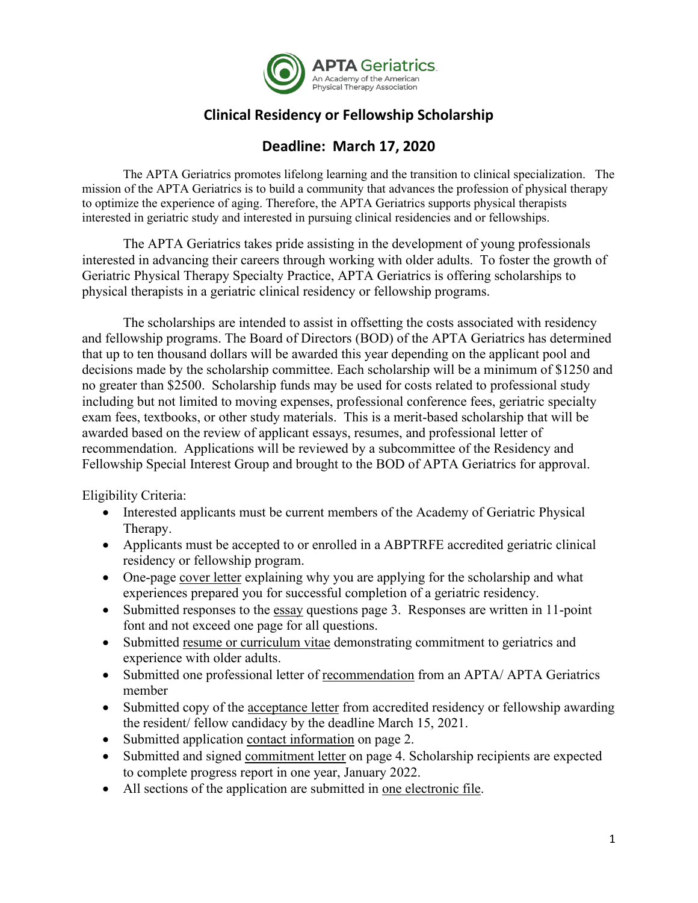APTA Geriatrics
An Academy of the American Physical Therapy Association

# Clinical Residency or Fellowship Scholarship

## Deadline: March 17, 2020

The APTA Geriatrics promotes lifelong learning and the transition to clinical specialization. The mission of the APTA Geriatrics is to build a community that advances the profession of physical therapy to optimize the experience of aging. Therefore, the APTA Geriatrics supports physical therapists interested in geriatric study and interested in pursuing clinical residencies and or fellowships.

The APTA Geriatrics takes pride assisting in the development of young professionals interested in advancing their careers through working with older adults. To foster the growth of Geriatric Physical Therapy Specialty Practice, APTA Geriatrics is offering scholarships to physical therapists in a geriatric clinical residency or fellowship programs.

The scholarships are intended to assist in offsetting the costs associated with residency and fellowship programs. The Board of Directors (BOD) of the APTA Geriatrics has determined that up to ten thousand dollars will be awarded this year depending on the applicant pool and decisions made by the scholarship committee. Each scholarship will be a minimum of $1250 and no greater than $2500. Scholarship funds may be used for costs related to professional study including but not limited to moving expenses, professional conference fees, geriatric specialty exam fees, textbooks, or other study materials. This is a merit-based scholarship that will be awarded based on the review of applicant essays, resumes, and professional letter of recommendation. Applications will be reviewed by a subcommittee of the Residency and Fellowship Special Interest Group and brought to the BOD of APTA Geriatrics for approval.

Eligibility Criteria:

- Interested applicants must be current members of the Academy of Geriatric Physical Therapy.
- Applicants must be accepted to or enrolled in a ABPTRFE accredited geriatric clinical residency or fellowship program.
- One-page <u>cover letter</u> explaining why you are applying for the scholarship and what experiences prepared you for successful completion of a geriatric residency.
- Submitted responses to the <u>essay</u> questions page 3. Responses are written in 11-point font and not exceed one page for all questions.
- Submitted <u>resume or curriculum vitae</u> demonstrating commitment to geriatrics and experience with older adults.
- Submitted one professional letter of <u>recommendation</u> from an APTA/ APTA Geriatrics member
- Submitted copy of the <u>acceptance letter</u> from accredited residency or fellowship awarding the resident/ fellow candidacy by the deadline March 15, 2021.
- Submitted application <u>contact information</u> on page 2.
- Submitted and signed <u>commitment letter</u> on page 4. Scholarship recipients are expected to complete progress report in one year, January 2022.
- All sections of the application are submitted in <u>one electronic file</u>.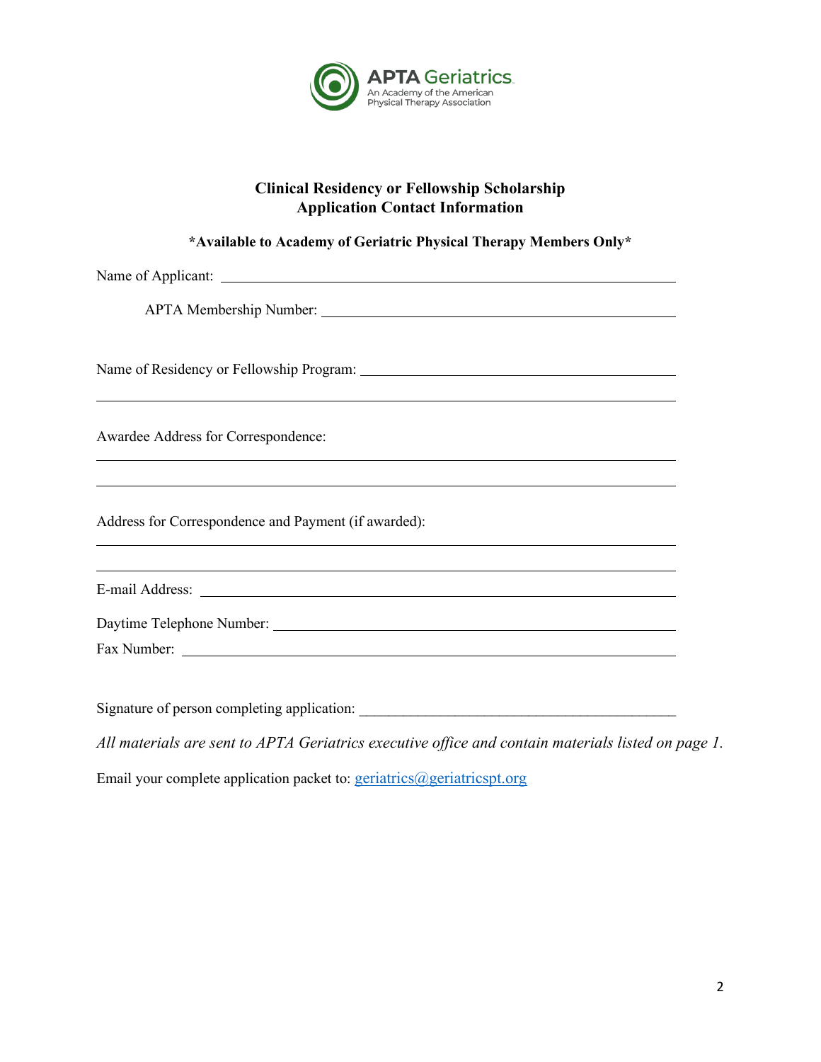APTA Geriatrics
An Academy of the American Physical Therapy Association

## Clinical Residency or Fellowship Scholarship
## Application Contact Information

**\*Available to Academy of Geriatric Physical Therapy Members Only\***

Name of Applicant: ______________________________________________

APTA Membership Number: ______________________________________________

Name of Residency or Fellowship Program: ______________________________________________

______________________________________________

Awardee Address for Correspondence:

______________________________________________

______________________________________________

Address for Correspondence and Payment (if awarded):

______________________________________________

______________________________________________

E-mail Address: ______________________________________________

Daytime Telephone Number: ______________________________________________

Fax Number: ______________________________________________

Signature of person completing application: ______________________________________________

*All materials are sent to APTA Geriatrics executive office and contain materials listed on page 1.*

Email your complete application packet to: geriatrics@geriatricspt.org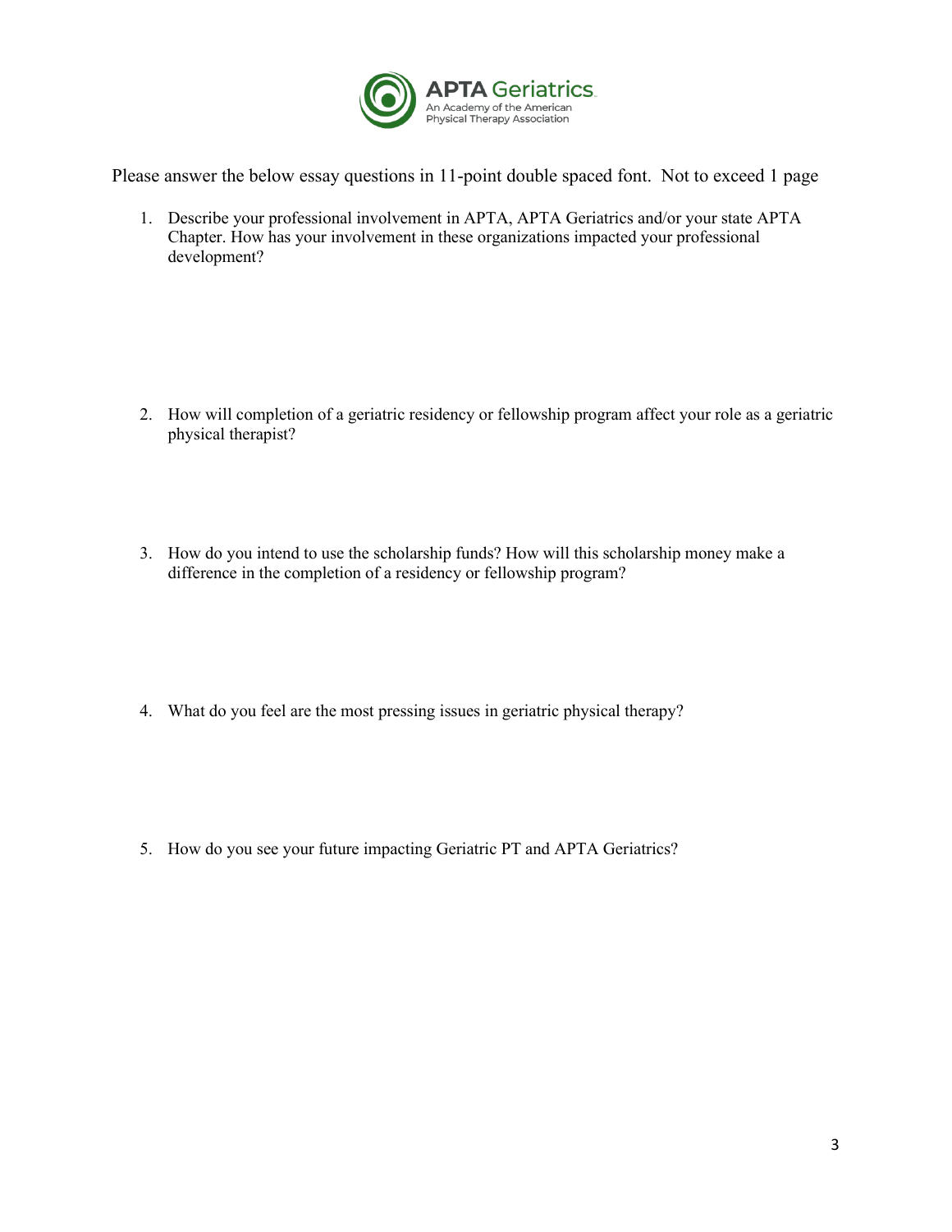APTA Geriatrics
An Academy of the American Physical Therapy Association

Please answer the below essay questions in 11-point double spaced font. Not to exceed 1 page

1. Describe your professional involvement in APTA, APTA Geriatrics and/or your state APTA Chapter. How has your involvement in these organizations impacted your professional development?

2. How will completion of a geriatric residency or fellowship program affect your role as a geriatric physical therapist?

3. How do you intend to use the scholarship funds? How will this scholarship money make a difference in the completion of a residency or fellowship program?

4. What do you feel are the most pressing issues in geriatric physical therapy?

5. How do you see your future impacting Geriatric PT and APTA Geriatrics?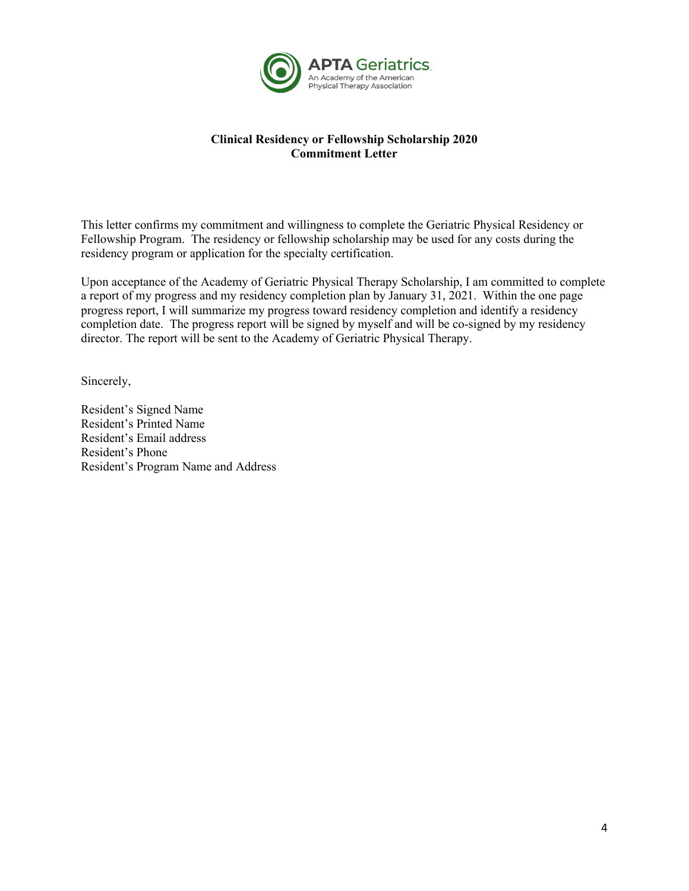APTA Geriatrics
An Academy of the American Physical Therapy Association

**Clinical Residency or Fellowship Scholarship 2020**
**Commitment Letter**

This letter confirms my commitment and willingness to complete the Geriatric Physical Residency or Fellowship Program. The residency or fellowship scholarship may be used for any costs during the residency program or application for the specialty certification.

Upon acceptance of the Academy of Geriatric Physical Therapy Scholarship, I am committed to complete a report of my progress and my residency completion plan by January 31, 2021. Within the one page progress report, I will summarize my progress toward residency completion and identify a residency completion date. The progress report will be signed by myself and will be co-signed by my residency director. The report will be sent to the Academy of Geriatric Physical Therapy.

Sincerely,

Resident's Signed Name
Resident's Printed Name
Resident's Email address
Resident's Phone
Resident's Program Name and Address